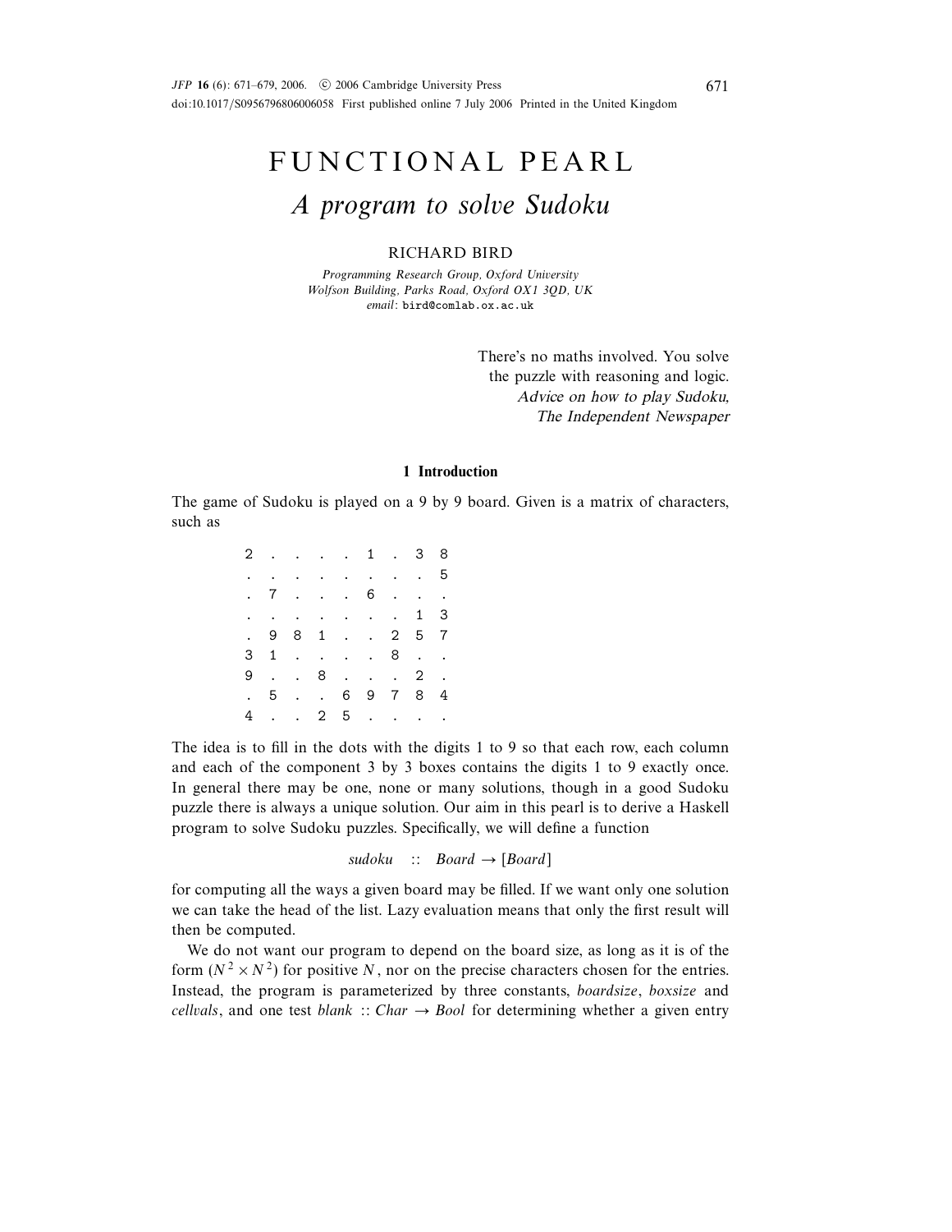# FUNCTIONAL PEARL

## *A program to solve Sudoku*

RICHARD BIRD

*Programming Research Group, Oxford University*
*Wolfson Building, Parks Road, Oxford OX1 3QD, UK*
*email*: bird@comlab.ox.ac.uk

> There's no maths involved. You solve
> the puzzle with reasoning and logic.
> *Advice on how to play Sudoku,*
> *The Independent Newspaper*

### 1 Introduction

The game of Sudoku is played on a 9 by 9 board. Given is a matrix of characters, such as

```
2 . . . . 1 . 3 8
. . . . . . . . 5
. 7 . . . 6 . . .
. . . . . . . 1 3
. 9 8 1 . . 2 5 7
3 1 . . . . 8 . .
9 . . 8 . . . 2 .
. 5 . . 6 9 7 8 4
4 . . 2 5 . . . .
```

The idea is to fill in the dots with the digits 1 to 9 so that each row, each column and each of the component 3 by 3 boxes contains the digits 1 to 9 exactly once. In general there may be one, none or many solutions, though in a good Sudoku puzzle there is always a unique solution. Our aim in this pearl is to derive a Haskell program to solve Sudoku puzzles. Specifically, we will define a function

$$sudoku \quad :: \quad Board \rightarrow [Board]$$

for computing all the ways a given board may be filled. If we want only one solution we can take the head of the list. Lazy evaluation means that only the first result will then be computed.

We do not want our program to depend on the board size, as long as it is of the form $(N^2 \times N^2)$ for positive $N$, nor on the precise characters chosen for the entries. Instead, the program is parameterized by three constants, *boardsize*, *boxsize* and *cellvals*, and one test $blank :: Char \rightarrow Bool$ for determining whether a given entry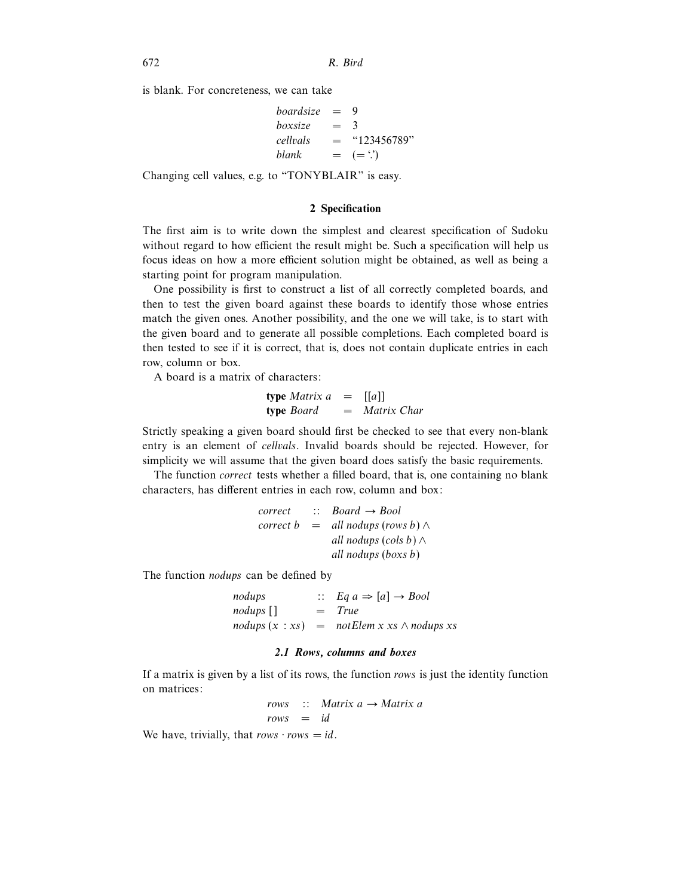is blank. For concreteness, we can take

```
boardsize  =  9
boxsize    =  3
cellvals   =  "123456789"
blank      =  (= '.')
```

Changing cell values, e.g. to "TONYBLAIR" is easy.

## 2 Specification

The first aim is to write down the simplest and clearest specification of Sudoku without regard to how efficient the result might be. Such a specification will help us focus ideas on how a more efficient solution might be obtained, as well as being a starting point for program manipulation.

One possibility is first to construct a list of all correctly completed boards, and then to test the given board against these boards to identify those whose entries match the given ones. Another possibility, and the one we will take, is to start with the given board and to generate all possible completions. Each completed board is then tested to see if it is correct, that is, does not contain duplicate entries in each row, column or box.

A board is a matrix of characters:

```
type Matrix a  =  [[a]]
type Board     =  Matrix Char
```

Strictly speaking a given board should first be checked to see that every non-blank entry is an element of *cellvals*. Invalid boards should be rejected. However, for simplicity we will assume that the given board does satisfy the basic requirements.

The function *correct* tests whether a filled board, that is, one containing no blank characters, has different entries in each row, column and box:

```
correct    ::  Board → Bool
correct b  =   all nodups (rows b) ∧
               all nodups (cols b) ∧
               all nodups (boxs b)
```

The function *nodups* can be defined by

```
nodups           ::  Eq a ⇒ [a] → Bool
nodups []        =   True
nodups (x : xs)  =   notElem x xs ∧ nodups xs
```

### 2.1 Rows, columns and boxes

If a matrix is given by a list of its rows, the function *rows* is just the identity function on matrices:

```
rows  ::  Matrix a → Matrix a
rows  =   id
```

We have, trivially, that $rows \cdot rows = id$.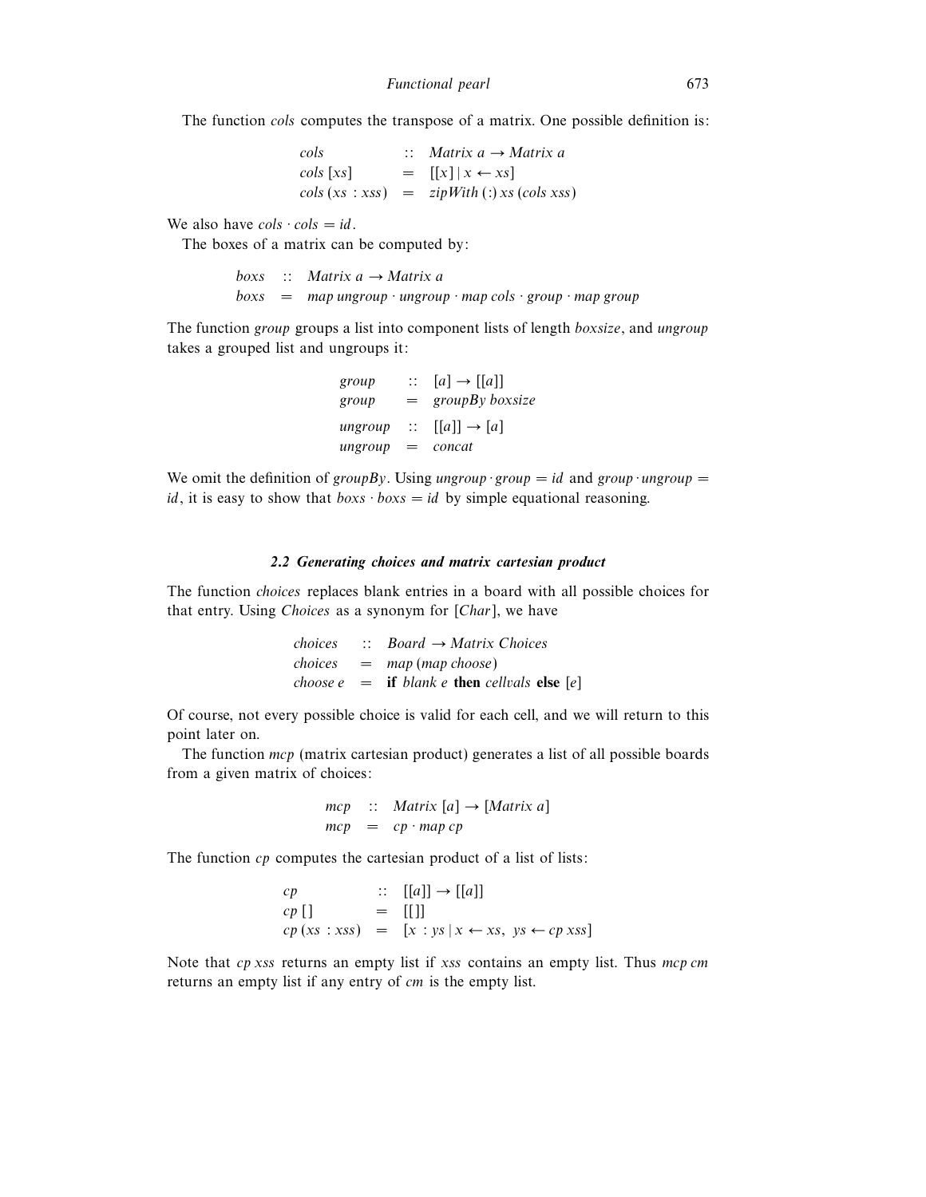The function *cols* computes the transpose of a matrix. One possible definition is:

```
cols            :: Matrix a → Matrix a
cols [xs]       =  [[x] | x ← xs]
cols (xs : xss) =  zipWith (:) xs (cols xss)
```

We also have $cols \cdot cols = id$.

The boxes of a matrix can be computed by:

```
boxs :: Matrix a → Matrix a
boxs =  map ungroup · ungroup · map cols · group · map group
```

The function *group* groups a list into component lists of length *boxsize*, and *ungroup* takes a grouped list and ungroups it:

```
group   :: [a] → [[a]]
group   =  groupBy boxsize

ungroup :: [[a]] → [a]
ungroup =  concat
```

We omit the definition of *groupBy*. Using $ungroup \cdot group = id$ and $group \cdot ungroup = id$, it is easy to show that $boxs \cdot boxs = id$ by simple equational reasoning.

### 2.2 Generating choices and matrix cartesian product

The function *choices* replaces blank entries in a board with all possible choices for that entry. Using *Choices* as a synonym for [*Char*], we have

```
choices  :: Board → Matrix Choices
choices  =  map (map choose)
choose e =  if blank e then cellvals else [e]
```

Of course, not every possible choice is valid for each cell, and we will return to this point later on.

The function *mcp* (matrix cartesian product) generates a list of all possible boards from a given matrix of choices:

```
mcp :: Matrix [a] → [Matrix a]
mcp =  cp · map cp
```

The function *cp* computes the cartesian product of a list of lists:

```
cp            :: [[a]] → [[a]]
cp []         =  [[]]
cp (xs : xss) =  [x : ys | x ← xs, ys ← cp xss]
```

Note that *cp xss* returns an empty list if *xss* contains an empty list. Thus *mcp cm* returns an empty list if any entry of *cm* is the empty list.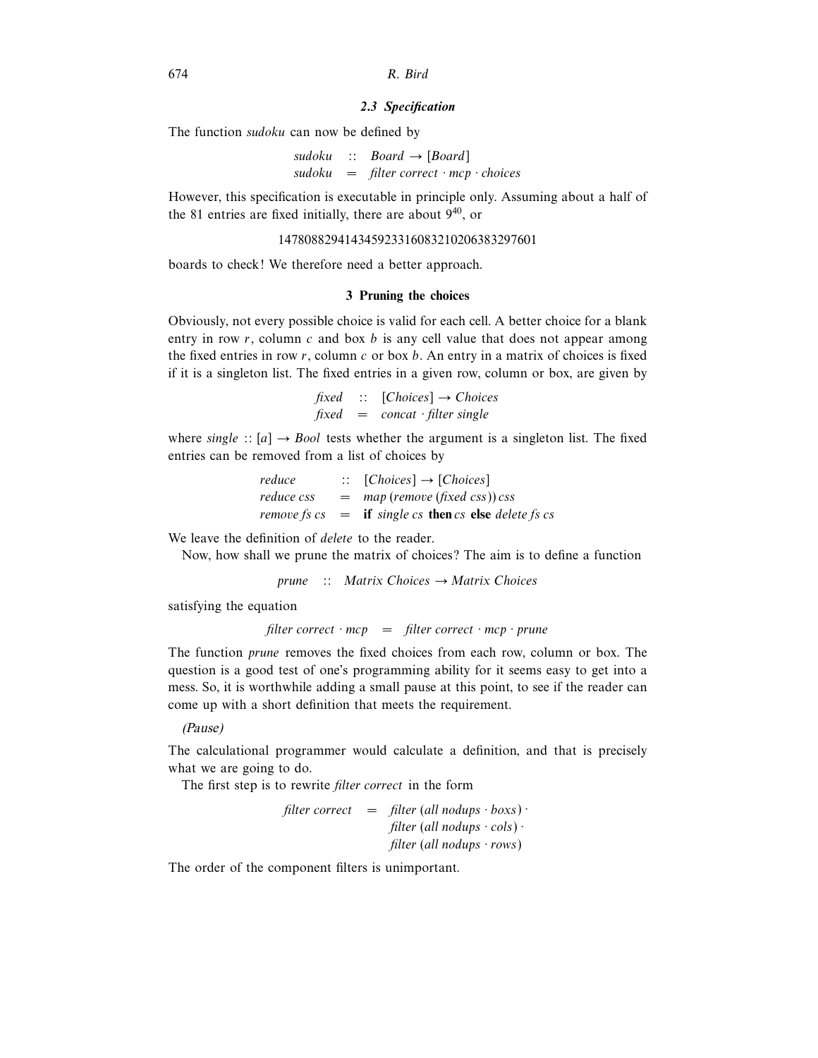### 2.3 *Specification*

The function *sudoku* can now be defined by

$$\begin{aligned} \textit{sudoku} &:: \textit{Board} \rightarrow [\textit{Board}] \\ \textit{sudoku} &= \textit{filter correct} \cdot \textit{mcp} \cdot \textit{choices} \end{aligned}$$

However, this specification is executable in principle only. Assuming about a half of the 81 entries are fixed initially, there are about $9^{40}$, or

$$147808829414345923316083210206383297601$$

boards to check! We therefore need a better approach.

## 3 Pruning the choices

Obviously, not every possible choice is valid for each cell. A better choice for a blank entry in row $r$, column $c$ and box $b$ is any cell value that does not appear among the fixed entries in row $r$, column $c$ or box $b$. An entry in a matrix of choices is fixed if it is a singleton list. The fixed entries in a given row, column or box, are given by

$$\begin{aligned} \textit{fixed} &:: [\textit{Choices}] \rightarrow \textit{Choices} \\ \textit{fixed} &= \textit{concat} \cdot \textit{filter single} \end{aligned}$$

where $\textit{single} :: [a] \rightarrow \textit{Bool}$ tests whether the argument is a singleton list. The fixed entries can be removed from a list of choices by

$$\begin{aligned} \textit{reduce} &:: [\textit{Choices}] \rightarrow [\textit{Choices}] \\ \textit{reduce css} &= \textit{map}\,(\textit{remove}\,(\textit{fixed css}))\,\textit{css} \\ \textit{remove fs cs} &= \textbf{if}\ \textit{single cs}\ \textbf{then}\ \textit{cs}\ \textbf{else}\ \textit{delete fs cs} \end{aligned}$$

We leave the definition of *delete* to the reader.

Now, how shall we prune the matrix of choices? The aim is to define a function

$$\textit{prune} :: \textit{Matrix Choices} \rightarrow \textit{Matrix Choices}$$

satisfying the equation

$$\textit{filter correct} \cdot \textit{mcp} = \textit{filter correct} \cdot \textit{mcp} \cdot \textit{prune}$$

The function *prune* removes the fixed choices from each row, column or box. The question is a good test of one's programming ability for it seems easy to get into a mess. So, it is worthwhile adding a small pause at this point, to see if the reader can come up with a short definition that meets the requirement.

*(Pause)*

The calculational programmer would calculate a definition, and that is precisely what we are going to do.

The first step is to rewrite *filter correct* in the form

$$\begin{aligned} \textit{filter correct} = \; & \textit{filter}\,(\textit{all nodups} \cdot \textit{boxs}) \cdot \\ & \textit{filter}\,(\textit{all nodups} \cdot \textit{cols}) \cdot \\ & \textit{filter}\,(\textit{all nodups} \cdot \textit{rows}) \end{aligned}$$

The order of the component filters is unimportant.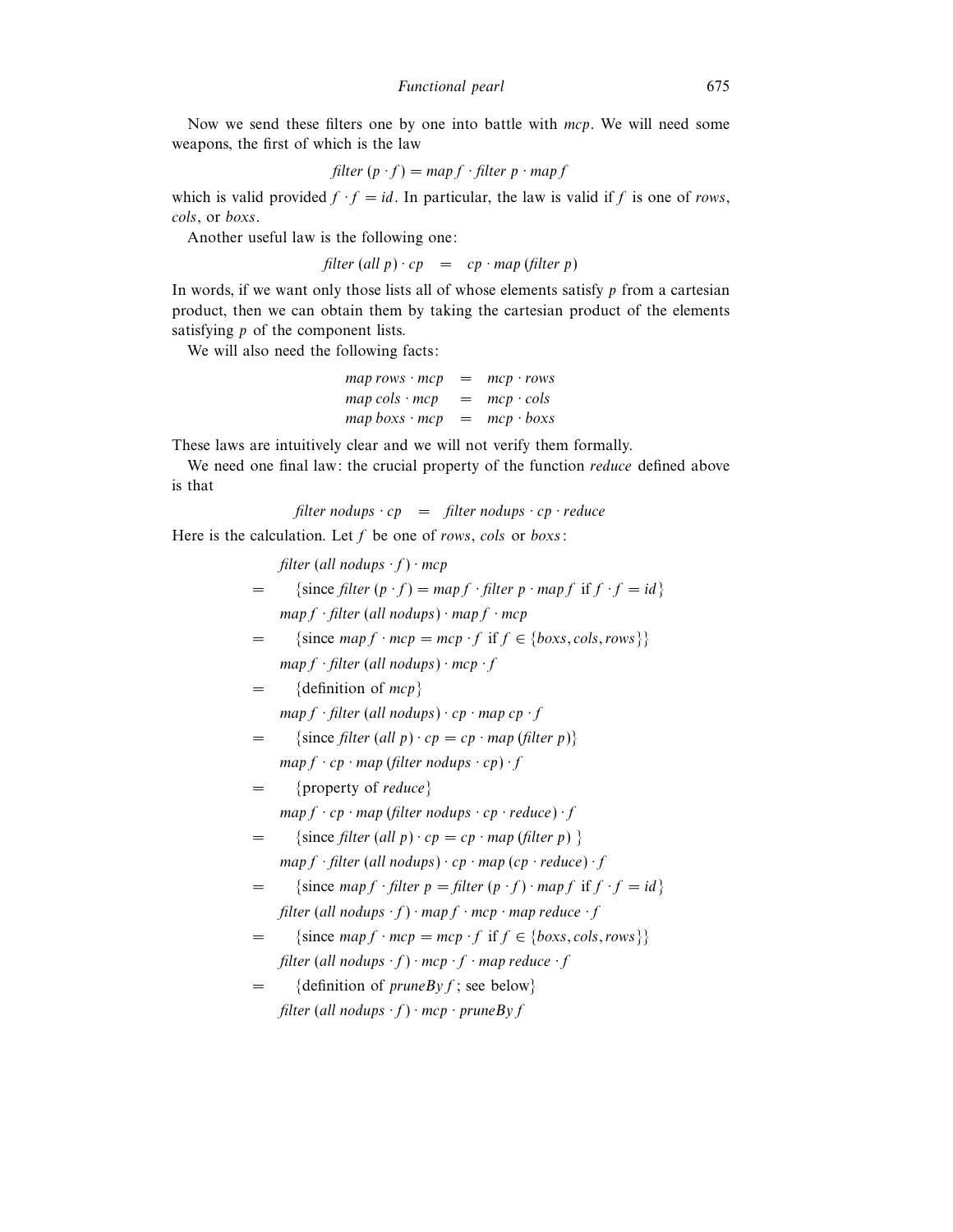Now we send these filters one by one into battle with *mcp*. We will need some weapons, the first of which is the law

$$\mathit{filter}\ (p \cdot f) = \mathit{map}\ f \cdot \mathit{filter}\ p \cdot \mathit{map}\ f$$

which is valid provided $f \cdot f = id$. In particular, the law is valid if $f$ is one of *rows*, *cols*, or *boxs*.

Another useful law is the following one:

$$\mathit{filter}\ (\mathit{all}\ p) \cdot \mathit{cp} \quad = \quad \mathit{cp} \cdot \mathit{map}\ (\mathit{filter}\ p)$$

In words, if we want only those lists all of whose elements satisfy $p$ from a cartesian product, then we can obtain them by taking the cartesian product of the elements satisfying $p$ of the component lists.

We will also need the following facts:

$$\begin{array}{lcl}
\mathit{map}\ \mathit{rows} \cdot \mathit{mcp} & = & \mathit{mcp} \cdot \mathit{rows} \\
\mathit{map}\ \mathit{cols} \cdot \mathit{mcp} & = & \mathit{mcp} \cdot \mathit{cols} \\
\mathit{map}\ \mathit{boxs} \cdot \mathit{mcp} & = & \mathit{mcp} \cdot \mathit{boxs}
\end{array}$$

These laws are intuitively clear and we will not verify them formally.

We need one final law: the crucial property of the function *reduce* defined above is that

$$\mathit{filter}\ \mathit{nodups} \cdot \mathit{cp} \quad = \quad \mathit{filter}\ \mathit{nodups} \cdot \mathit{cp} \cdot \mathit{reduce}$$

Here is the calculation. Let $f$ be one of *rows*, *cols* or *boxs*:

$$\begin{array}{ll}
 & \mathit{filter}\ (\mathit{all}\ \mathit{nodups} \cdot f) \cdot \mathit{mcp} \\
= & \quad \{\text{since } \mathit{filter}\ (p \cdot f) = \mathit{map}\ f \cdot \mathit{filter}\ p \cdot \mathit{map}\ f \text{ if } f \cdot f = id\} \\
 & \mathit{map}\ f \cdot \mathit{filter}\ (\mathit{all}\ \mathit{nodups}) \cdot \mathit{map}\ f \cdot \mathit{mcp} \\
= & \quad \{\text{since } \mathit{map}\ f \cdot \mathit{mcp} = \mathit{mcp} \cdot f \text{ if } f \in \{\mathit{boxs}, \mathit{cols}, \mathit{rows}\}\} \\
 & \mathit{map}\ f \cdot \mathit{filter}\ (\mathit{all}\ \mathit{nodups}) \cdot \mathit{mcp} \cdot f \\
= & \quad \{\text{definition of } \mathit{mcp}\} \\
 & \mathit{map}\ f \cdot \mathit{filter}\ (\mathit{all}\ \mathit{nodups}) \cdot \mathit{cp} \cdot \mathit{map}\ \mathit{cp} \cdot f \\
= & \quad \{\text{since } \mathit{filter}\ (\mathit{all}\ p) \cdot \mathit{cp} = \mathit{cp} \cdot \mathit{map}\ (\mathit{filter}\ p)\} \\
 & \mathit{map}\ f \cdot \mathit{cp} \cdot \mathit{map}\ (\mathit{filter}\ \mathit{nodups} \cdot \mathit{cp}) \cdot f \\
= & \quad \{\text{property of } \mathit{reduce}\} \\
 & \mathit{map}\ f \cdot \mathit{cp} \cdot \mathit{map}\ (\mathit{filter}\ \mathit{nodups} \cdot \mathit{cp} \cdot \mathit{reduce}) \cdot f \\
= & \quad \{\text{since } \mathit{filter}\ (\mathit{all}\ p) \cdot \mathit{cp} = \mathit{cp} \cdot \mathit{map}\ (\mathit{filter}\ p)\ \} \\
 & \mathit{map}\ f \cdot \mathit{filter}\ (\mathit{all}\ \mathit{nodups}) \cdot \mathit{cp} \cdot \mathit{map}\ (\mathit{cp} \cdot \mathit{reduce}) \cdot f \\
= & \quad \{\text{since } \mathit{map}\ f \cdot \mathit{filter}\ p = \mathit{filter}\ (p \cdot f) \cdot \mathit{map}\ f \text{ if } f \cdot f = id\} \\
 & \mathit{filter}\ (\mathit{all}\ \mathit{nodups} \cdot f) \cdot \mathit{map}\ f \cdot \mathit{mcp} \cdot \mathit{map}\ \mathit{reduce} \cdot f \\
= & \quad \{\text{since } \mathit{map}\ f \cdot \mathit{mcp} = \mathit{mcp} \cdot f \text{ if } f \in \{\mathit{boxs}, \mathit{cols}, \mathit{rows}\}\} \\
 & \mathit{filter}\ (\mathit{all}\ \mathit{nodups} \cdot f) \cdot \mathit{mcp} \cdot f \cdot \mathit{map}\ \mathit{reduce} \cdot f \\
= & \quad \{\text{definition of } \mathit{pruneBy}\ f \text{; see below}\} \\
 & \mathit{filter}\ (\mathit{all}\ \mathit{nodups} \cdot f) \cdot \mathit{mcp} \cdot \mathit{pruneBy}\ f
\end{array}$$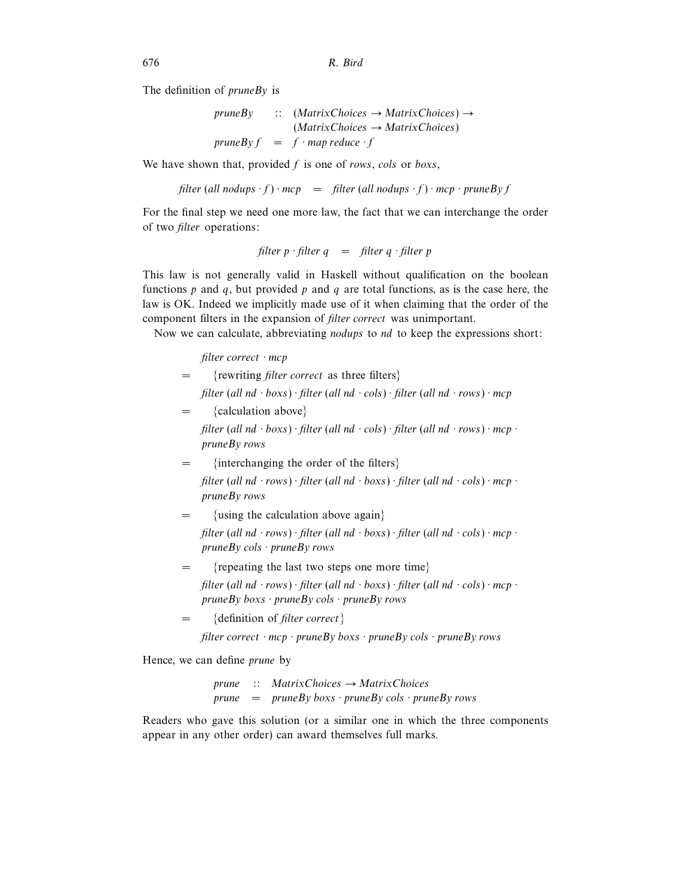The definition of *pruneBy* is

$$
\begin{array}{lcl}
\mathit{pruneBy} & :: & (\mathit{MatrixChoices} \to \mathit{MatrixChoices}) \to \\
 & & (\mathit{MatrixChoices} \to \mathit{MatrixChoices}) \\
\mathit{pruneBy}\ f & = & f \cdot \mathit{map\ reduce} \cdot f
\end{array}
$$

We have shown that, provided $f$ is one of *rows*, *cols* or *boxs*,

$$
\mathit{filter}\ (\mathit{all\ nodups} \cdot f) \cdot \mathit{mcp} \quad = \quad \mathit{filter}\ (\mathit{all\ nodups} \cdot f) \cdot \mathit{mcp} \cdot \mathit{pruneBy}\ f
$$

For the final step we need one more law, the fact that we can interchange the order of two *filter* operations:

$$
\mathit{filter}\ p \cdot \mathit{filter}\ q \quad = \quad \mathit{filter}\ q \cdot \mathit{filter}\ p
$$

This law is not generally valid in Haskell without qualification on the boolean functions $p$ and $q$, but provided $p$ and $q$ are total functions, as is the case here, the law is OK. Indeed we implicitly made use of it when claiming that the order of the component filters in the expansion of *filter correct* was unimportant.

Now we can calculate, abbreviating *nodups* to *nd* to keep the expressions short:

$$
\begin{array}{cl}
 & \mathit{filter\ correct} \cdot \mathit{mcp} \\
= & \quad \{\text{rewriting } \mathit{filter\ correct} \text{ as three filters}\} \\
 & \mathit{filter}\ (\mathit{all\ nd} \cdot \mathit{boxs}) \cdot \mathit{filter}\ (\mathit{all\ nd} \cdot \mathit{cols}) \cdot \mathit{filter}\ (\mathit{all\ nd} \cdot \mathit{rows}) \cdot \mathit{mcp} \\
= & \quad \{\text{calculation above}\} \\
 & \mathit{filter}\ (\mathit{all\ nd} \cdot \mathit{boxs}) \cdot \mathit{filter}\ (\mathit{all\ nd} \cdot \mathit{cols}) \cdot \mathit{filter}\ (\mathit{all\ nd} \cdot \mathit{rows}) \cdot \mathit{mcp} \cdot \\
 & \mathit{pruneBy\ rows} \\
= & \quad \{\text{interchanging the order of the filters}\} \\
 & \mathit{filter}\ (\mathit{all\ nd} \cdot \mathit{rows}) \cdot \mathit{filter}\ (\mathit{all\ nd} \cdot \mathit{boxs}) \cdot \mathit{filter}\ (\mathit{all\ nd} \cdot \mathit{cols}) \cdot \mathit{mcp} \cdot \\
 & \mathit{pruneBy\ rows} \\
= & \quad \{\text{using the calculation above again}\} \\
 & \mathit{filter}\ (\mathit{all\ nd} \cdot \mathit{rows}) \cdot \mathit{filter}\ (\mathit{all\ nd} \cdot \mathit{boxs}) \cdot \mathit{filter}\ (\mathit{all\ nd} \cdot \mathit{cols}) \cdot \mathit{mcp} \cdot \\
 & \mathit{pruneBy\ cols} \cdot \mathit{pruneBy\ rows} \\
= & \quad \{\text{repeating the last two steps one more time}\} \\
 & \mathit{filter}\ (\mathit{all\ nd} \cdot \mathit{rows}) \cdot \mathit{filter}\ (\mathit{all\ nd} \cdot \mathit{boxs}) \cdot \mathit{filter}\ (\mathit{all\ nd} \cdot \mathit{cols}) \cdot \mathit{mcp} \cdot \\
 & \mathit{pruneBy\ boxs} \cdot \mathit{pruneBy\ cols} \cdot \mathit{pruneBy\ rows} \\
= & \quad \{\text{definition of } \mathit{filter\ correct}\} \\
 & \mathit{filter\ correct} \cdot \mathit{mcp} \cdot \mathit{pruneBy\ boxs} \cdot \mathit{pruneBy\ cols} \cdot \mathit{pruneBy\ rows}
\end{array}
$$

Hence, we can define *prune* by

$$
\begin{array}{lcl}
\mathit{prune} & :: & \mathit{MatrixChoices} \to \mathit{MatrixChoices} \\
\mathit{prune} & = & \mathit{pruneBy\ boxs} \cdot \mathit{pruneBy\ cols} \cdot \mathit{pruneBy\ rows}
\end{array}
$$

Readers who gave this solution (or a similar one in which the three components appear in any other order) can award themselves full marks.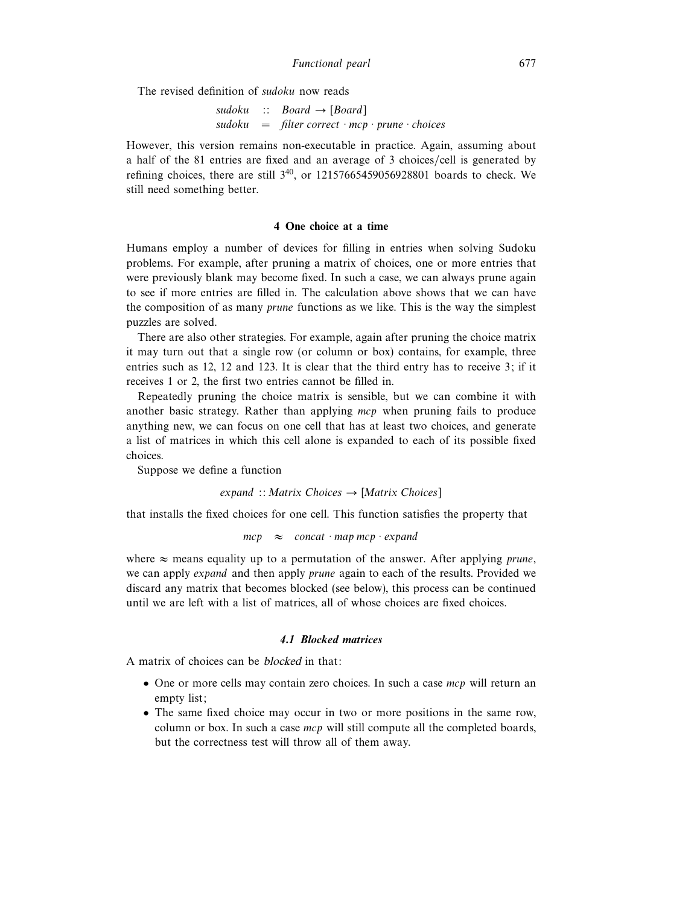The revised definition of *sudoku* now reads

$$\begin{array}{lcl} sudoku & :: & Board \rightarrow [Board] \\ sudoku & = & filter\ correct \cdot mcp \cdot prune \cdot choices \end{array}$$

However, this version remains non-executable in practice. Again, assuming about a half of the 81 entries are fixed and an average of 3 choices/cell is generated by refining choices, there are still $3^{40}$, or 12157665459056928801 boards to check. We still need something better.

## 4 One choice at a time

Humans employ a number of devices for filling in entries when solving Sudoku problems. For example, after pruning a matrix of choices, one or more entries that were previously blank may become fixed. In such a case, we can always prune again to see if more entries are filled in. The calculation above shows that we can have the composition of as many *prune* functions as we like. This is the way the simplest puzzles are solved.

There are also other strategies. For example, again after pruning the choice matrix it may turn out that a single row (or column or box) contains, for example, three entries such as 12, 12 and 123. It is clear that the third entry has to receive 3; if it receives 1 or 2, the first two entries cannot be filled in.

Repeatedly pruning the choice matrix is sensible, but we can combine it with another basic strategy. Rather than applying *mcp* when pruning fails to produce anything new, we can focus on one cell that has at least two choices, and generate a list of matrices in which this cell alone is expanded to each of its possible fixed choices.

Suppose we define a function

$$expand :: Matrix\ Choices \rightarrow [Matrix\ Choices]$$

that installs the fixed choices for one cell. This function satisfies the property that

$$mcp \quad \approx \quad concat \cdot map\ mcp \cdot expand$$

where $\approx$ means equality up to a permutation of the answer. After applying *prune*, we can apply *expand* and then apply *prune* again to each of the results. Provided we discard any matrix that becomes blocked (see below), this process can be continued until we are left with a list of matrices, all of whose choices are fixed choices.

### 4.1 Blocked matrices

A matrix of choices can be *blocked* in that:

- One or more cells may contain zero choices. In such a case *mcp* will return an empty list;
- The same fixed choice may occur in two or more positions in the same row, column or box. In such a case *mcp* will still compute all the completed boards, but the correctness test will throw all of them away.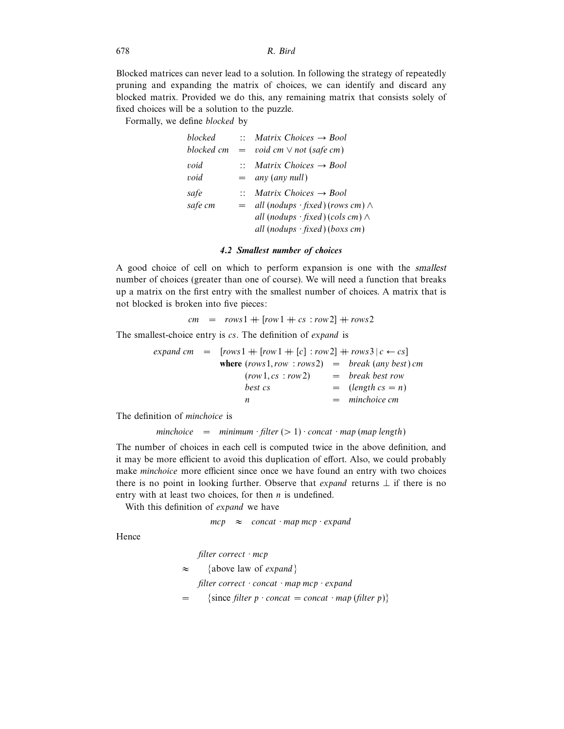Blocked matrices can never lead to a solution. In following the strategy of repeatedly pruning and expanding the matrix of choices, we can identify and discard any blocked matrix. Provided we do this, any remaining matrix that consists solely of fixed choices will be a solution to the puzzle.

Formally, we define *blocked* by

$$
\begin{array}{lcl}
\mathit{blocked} & :: & \mathit{Matrix\ Choices} \rightarrow \mathit{Bool} \\
\mathit{blocked}\ cm & = & \mathit{void}\ cm \vee \mathit{not}\ (\mathit{safe}\ cm) \\
\mathit{void} & :: & \mathit{Matrix\ Choices} \rightarrow \mathit{Bool} \\
\mathit{void} & = & \mathit{any}\ (\mathit{any}\ \mathit{null}) \\
\mathit{safe} & :: & \mathit{Matrix\ Choices} \rightarrow \mathit{Bool} \\
\mathit{safe}\ cm & = & \mathit{all}\ (\mathit{nodups} \cdot \mathit{fixed})\ (\mathit{rows}\ cm) \wedge \\
 & & \mathit{all}\ (\mathit{nodups} \cdot \mathit{fixed})\ (\mathit{cols}\ cm) \wedge \\
 & & \mathit{all}\ (\mathit{nodups} \cdot \mathit{fixed})\ (\mathit{boxs}\ cm)
\end{array}
$$

### 4.2 Smallest number of choices

A good choice of cell on which to perform expansion is one with the *smallest* number of choices (greater than one of course). We will need a function that breaks up a matrix on the first entry with the smallest number of choices. A matrix that is not blocked is broken into five pieces:

$$cm \quad = \quad rows1 +\!\!+ [row1 +\!\!+ cs : row2] +\!\!+ rows2$$

The smallest-choice entry is *cs*. The definition of *expand* is

$$
\begin{array}{lcl}
\mathit{expand}\ cm & = & [rows1 +\!\!+ [row1 +\!\!+ [c] : row2] +\!\!+ rows3 \mid c \leftarrow cs] \\
 & & \quad \textbf{where}\ (rows1, row : rows2) \;=\; \mathit{break}\ (\mathit{any}\ \mathit{best})\ cm \\
 & & \quad\quad\quad\ \ (row1, cs : row2) \;=\; \mathit{break}\ \mathit{best}\ row \\
 & & \quad\quad\quad\ \ \mathit{best}\ cs \;=\; (\mathit{length}\ cs = n) \\
 & & \quad\quad\quad\ \ n \;=\; \mathit{minchoice}\ cm
\end{array}
$$

The definition of *minchoice* is

$$\mathit{minchoice} \quad = \quad \mathit{minimum} \cdot \mathit{filter}\ (> 1) \cdot \mathit{concat} \cdot \mathit{map}\ (\mathit{map}\ \mathit{length})$$

The number of choices in each cell is computed twice in the above definition, and it may be more efficient to avoid this duplication of effort. Also, we could probably make *minchoice* more efficient since once we have found an entry with two choices there is no point in looking further. Observe that *expand* returns $\perp$ if there is no entry with at least two choices, for then $n$ is undefined.

With this definition of *expand* we have

$$\mathit{mcp} \quad \approx \quad \mathit{concat} \cdot \mathit{map}\ \mathit{mcp} \cdot \mathit{expand}$$

Hence

$$
\begin{array}{ll}
 & \mathit{filter}\ \mathit{correct} \cdot \mathit{mcp} \\
\approx & \quad \{\text{above law of } \mathit{expand}\} \\
 & \mathit{filter}\ \mathit{correct} \cdot \mathit{concat} \cdot \mathit{map}\ \mathit{mcp} \cdot \mathit{expand} \\
= & \quad \{\text{since } \mathit{filter}\ p \cdot \mathit{concat} = \mathit{concat} \cdot \mathit{map}\ (\mathit{filter}\ p)\}
\end{array}
$$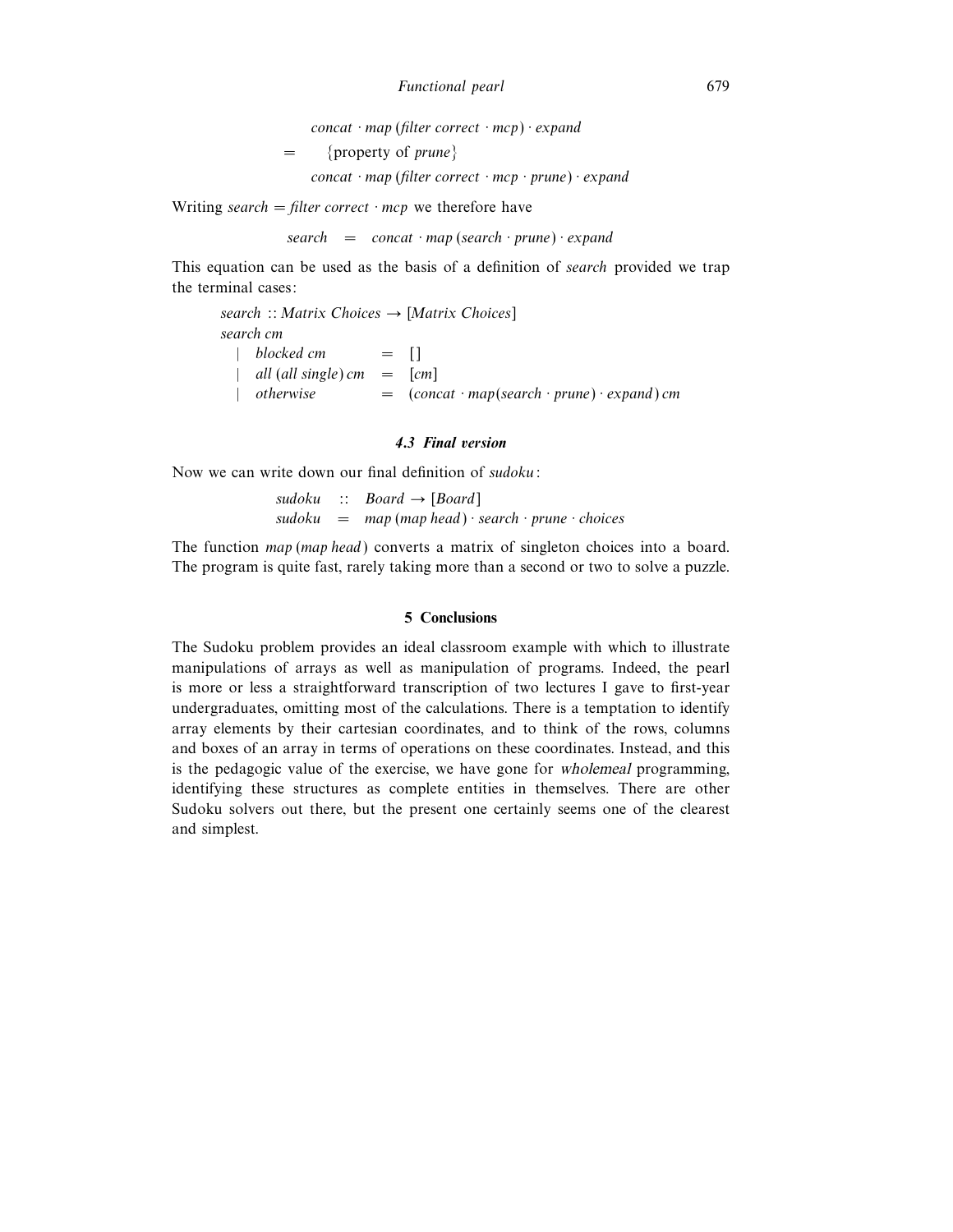$$
\begin{aligned}
& \quad concat \cdot map\,(filter\ correct \cdot mcp) \cdot expand \\
= & \quad \{\text{property of } prune\} \\
& \quad concat \cdot map\,(filter\ correct \cdot mcp \cdot prune) \cdot expand
\end{aligned}
$$

Writing $search = filter\ correct \cdot mcp$ we therefore have

$$search \quad = \quad concat \cdot map\,(search \cdot prune) \cdot expand$$

This equation can be used as the basis of a definition of *search* provided we trap the terminal cases:

```
search :: Matrix Choices → [Matrix Choices]
search cm
  | blocked cm          = []
  | all (all single) cm = [cm]
  | otherwise           = (concat · map(search · prune) · expand) cm
```

### 4.3 Final version

Now we can write down our final definition of *sudoku*:

```
sudoku  ::  Board → [Board]
sudoku   =  map (map head) · search · prune · choices
```

The function *map (map head)* converts a matrix of singleton choices into a board. The program is quite fast, rarely taking more than a second or two to solve a puzzle.

## 5 Conclusions

The Sudoku problem provides an ideal classroom example with which to illustrate manipulations of arrays as well as manipulation of programs. Indeed, the pearl is more or less a straightforward transcription of two lectures I gave to first-year undergraduates, omitting most of the calculations. There is a temptation to identify array elements by their cartesian coordinates, and to think of the rows, columns and boxes of an array in terms of operations on these coordinates. Instead, and this is the pedagogic value of the exercise, we have gone for *wholemeal* programming, identifying these structures as complete entities in themselves. There are other Sudoku solvers out there, but the present one certainly seems one of the clearest and simplest.